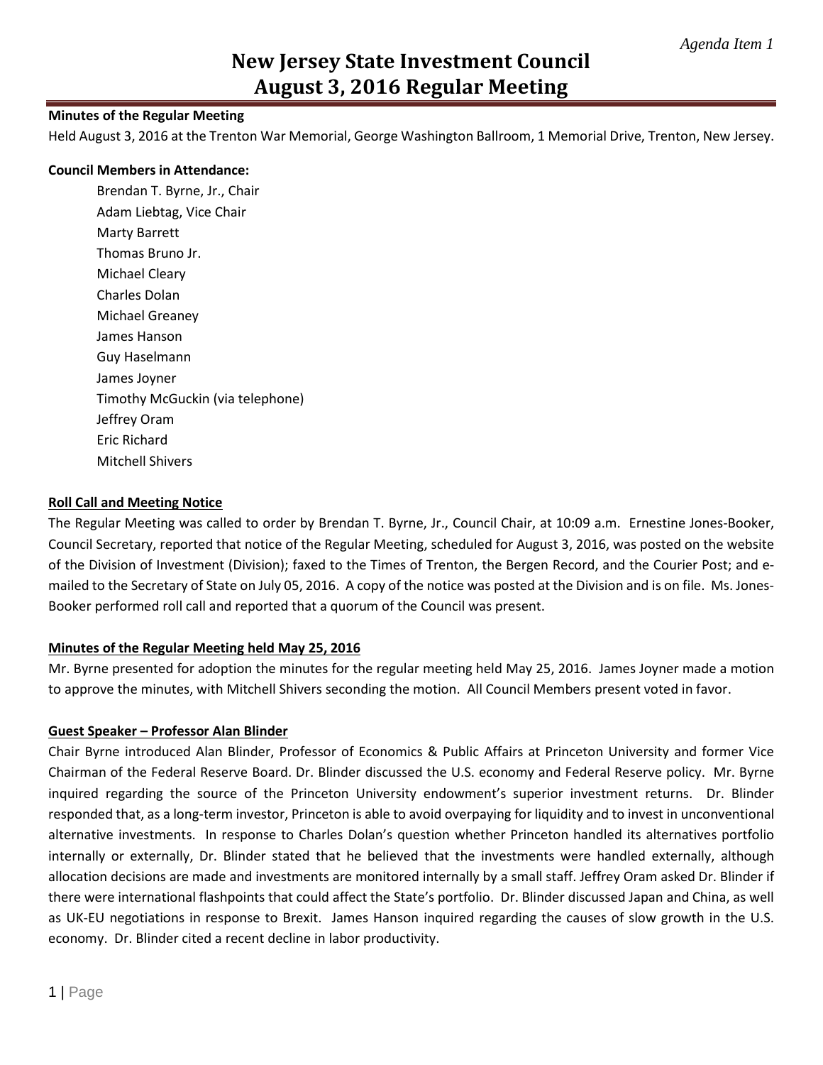*Agenda Item 1*

# New Jersey State Investment Council
# August 3, 2016 Regular Meeting

**Minutes of the Regular Meeting**

Held August 3, 2016 at the Trenton War Memorial, George Washington Ballroom, 1 Memorial Drive, Trenton, New Jersey.

**Council Members in Attendance:**

Brendan T. Byrne, Jr., Chair
Adam Liebtag, Vice Chair
Marty Barrett
Thomas Bruno Jr.
Michael Cleary
Charles Dolan
Michael Greaney
James Hanson
Guy Haselmann
James Joyner
Timothy McGuckin (via telephone)
Jeffrey Oram
Eric Richard
Mitchell Shivers

**Roll Call and Meeting Notice**

The Regular Meeting was called to order by Brendan T. Byrne, Jr., Council Chair, at 10:09 a.m. Ernestine Jones-Booker, Council Secretary, reported that notice of the Regular Meeting, scheduled for August 3, 2016, was posted on the website of the Division of Investment (Division); faxed to the Times of Trenton, the Bergen Record, and the Courier Post; and e-mailed to the Secretary of State on July 05, 2016. A copy of the notice was posted at the Division and is on file. Ms. Jones-Booker performed roll call and reported that a quorum of the Council was present.

**Minutes of the Regular Meeting held May 25, 2016**

Mr. Byrne presented for adoption the minutes for the regular meeting held May 25, 2016. James Joyner made a motion to approve the minutes, with Mitchell Shivers seconding the motion. All Council Members present voted in favor.

**Guest Speaker – Professor Alan Blinder**

Chair Byrne introduced Alan Blinder, Professor of Economics & Public Affairs at Princeton University and former Vice Chairman of the Federal Reserve Board. Dr. Blinder discussed the U.S. economy and Federal Reserve policy. Mr. Byrne inquired regarding the source of the Princeton University endowment's superior investment returns. Dr. Blinder responded that, as a long-term investor, Princeton is able to avoid overpaying for liquidity and to invest in unconventional alternative investments. In response to Charles Dolan's question whether Princeton handled its alternatives portfolio internally or externally, Dr. Blinder stated that he believed that the investments were handled externally, although allocation decisions are made and investments are monitored internally by a small staff. Jeffrey Oram asked Dr. Blinder if there were international flashpoints that could affect the State's portfolio. Dr. Blinder discussed Japan and China, as well as UK-EU negotiations in response to Brexit. James Hanson inquired regarding the causes of slow growth in the U.S. economy. Dr. Blinder cited a recent decline in labor productivity.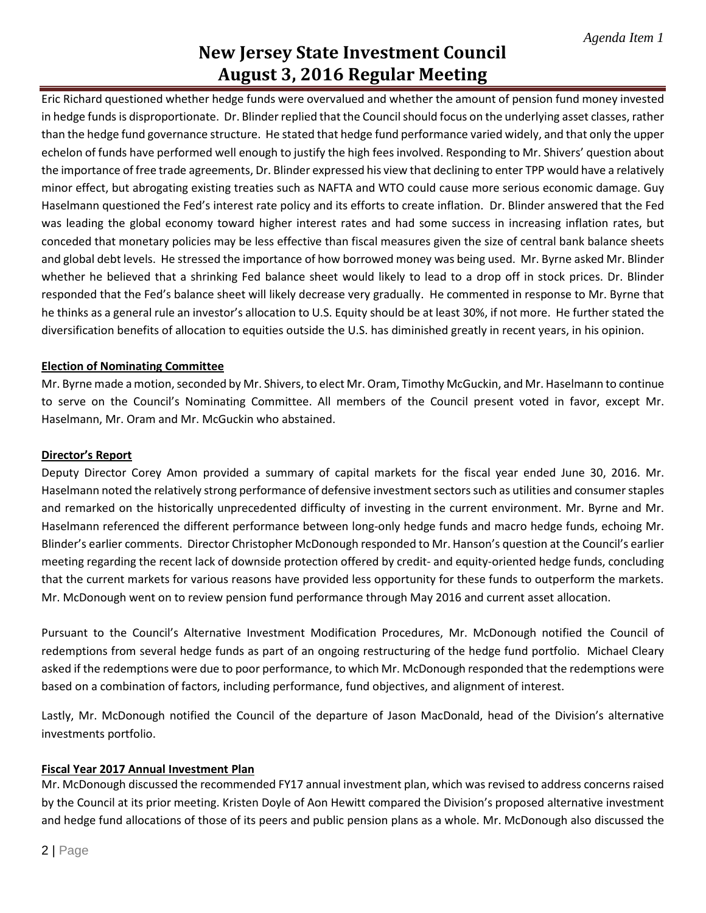Eric Richard questioned whether hedge funds were overvalued and whether the amount of pension fund money invested in hedge funds is disproportionate. Dr. Blinder replied that the Council should focus on the underlying asset classes, rather than the hedge fund governance structure. He stated that hedge fund performance varied widely, and that only the upper echelon of funds have performed well enough to justify the high fees involved. Responding to Mr. Shivers' question about the importance of free trade agreements, Dr. Blinder expressed his view that declining to enter TPP would have a relatively minor effect, but abrogating existing treaties such as NAFTA and WTO could cause more serious economic damage. Guy Haselmann questioned the Fed's interest rate policy and its efforts to create inflation. Dr. Blinder answered that the Fed was leading the global economy toward higher interest rates and had some success in increasing inflation rates, but conceded that monetary policies may be less effective than fiscal measures given the size of central bank balance sheets and global debt levels. He stressed the importance of how borrowed money was being used. Mr. Byrne asked Mr. Blinder whether he believed that a shrinking Fed balance sheet would likely to lead to a drop off in stock prices. Dr. Blinder responded that the Fed's balance sheet will likely decrease very gradually. He commented in response to Mr. Byrne that he thinks as a general rule an investor's allocation to U.S. Equity should be at least 30%, if not more. He further stated the diversification benefits of allocation to equities outside the U.S. has diminished greatly in recent years, in his opinion.

**Election of Nominating Committee**

Mr. Byrne made a motion, seconded by Mr. Shivers, to elect Mr. Oram, Timothy McGuckin, and Mr. Haselmann to continue to serve on the Council's Nominating Committee. All members of the Council present voted in favor, except Mr. Haselmann, Mr. Oram and Mr. McGuckin who abstained.

**Director's Report**

Deputy Director Corey Amon provided a summary of capital markets for the fiscal year ended June 30, 2016. Mr. Haselmann noted the relatively strong performance of defensive investment sectors such as utilities and consumer staples and remarked on the historically unprecedented difficulty of investing in the current environment. Mr. Byrne and Mr. Haselmann referenced the different performance between long-only hedge funds and macro hedge funds, echoing Mr. Blinder's earlier comments. Director Christopher McDonough responded to Mr. Hanson's question at the Council's earlier meeting regarding the recent lack of downside protection offered by credit- and equity-oriented hedge funds, concluding that the current markets for various reasons have provided less opportunity for these funds to outperform the markets. Mr. McDonough went on to review pension fund performance through May 2016 and current asset allocation.

Pursuant to the Council's Alternative Investment Modification Procedures, Mr. McDonough notified the Council of redemptions from several hedge funds as part of an ongoing restructuring of the hedge fund portfolio. Michael Cleary asked if the redemptions were due to poor performance, to which Mr. McDonough responded that the redemptions were based on a combination of factors, including performance, fund objectives, and alignment of interest.

Lastly, Mr. McDonough notified the Council of the departure of Jason MacDonald, head of the Division's alternative investments portfolio.

**Fiscal Year 2017 Annual Investment Plan**

Mr. McDonough discussed the recommended FY17 annual investment plan, which was revised to address concerns raised by the Council at its prior meeting. Kristen Doyle of Aon Hewitt compared the Division's proposed alternative investment and hedge fund allocations of those of its peers and public pension plans as a whole. Mr. McDonough also discussed the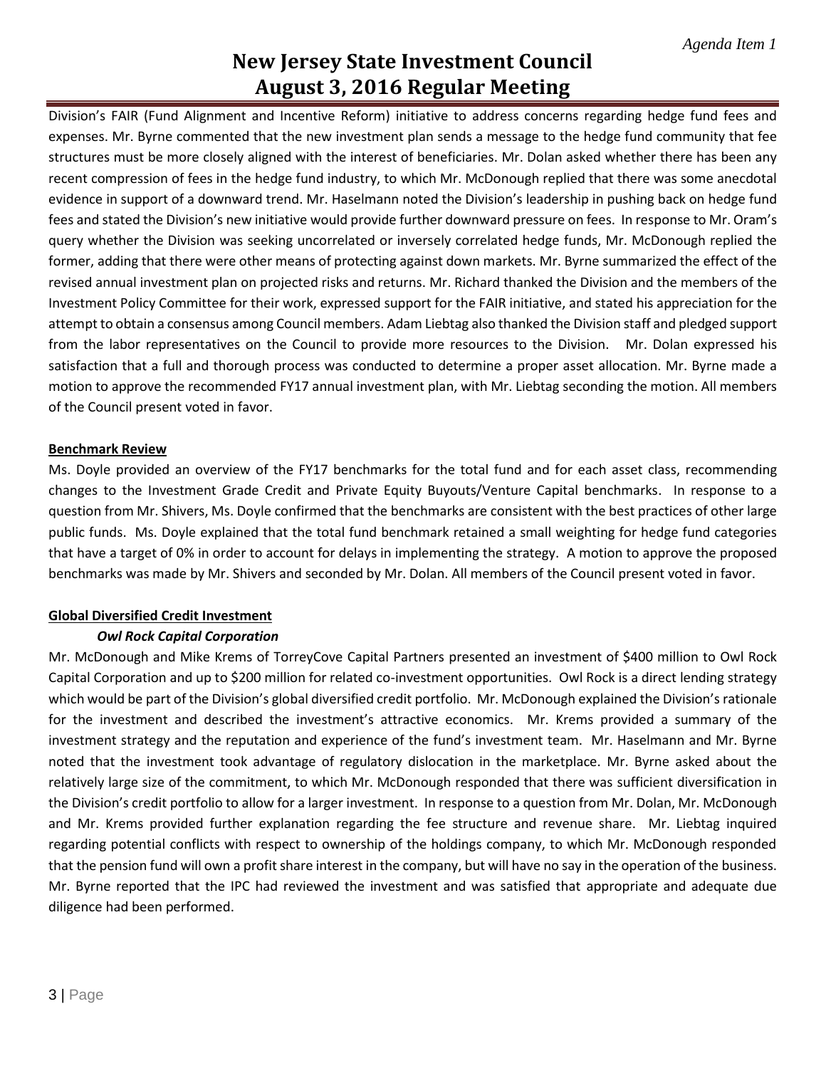Division's FAIR (Fund Alignment and Incentive Reform) initiative to address concerns regarding hedge fund fees and expenses. Mr. Byrne commented that the new investment plan sends a message to the hedge fund community that fee structures must be more closely aligned with the interest of beneficiaries. Mr. Dolan asked whether there has been any recent compression of fees in the hedge fund industry, to which Mr. McDonough replied that there was some anecdotal evidence in support of a downward trend. Mr. Haselmann noted the Division's leadership in pushing back on hedge fund fees and stated the Division's new initiative would provide further downward pressure on fees. In response to Mr. Oram's query whether the Division was seeking uncorrelated or inversely correlated hedge funds, Mr. McDonough replied the former, adding that there were other means of protecting against down markets. Mr. Byrne summarized the effect of the revised annual investment plan on projected risks and returns. Mr. Richard thanked the Division and the members of the Investment Policy Committee for their work, expressed support for the FAIR initiative, and stated his appreciation for the attempt to obtain a consensus among Council members. Adam Liebtag also thanked the Division staff and pledged support from the labor representatives on the Council to provide more resources to the Division. Mr. Dolan expressed his satisfaction that a full and thorough process was conducted to determine a proper asset allocation. Mr. Byrne made a motion to approve the recommended FY17 annual investment plan, with Mr. Liebtag seconding the motion. All members of the Council present voted in favor.

**Benchmark Review**

Ms. Doyle provided an overview of the FY17 benchmarks for the total fund and for each asset class, recommending changes to the Investment Grade Credit and Private Equity Buyouts/Venture Capital benchmarks. In response to a question from Mr. Shivers, Ms. Doyle confirmed that the benchmarks are consistent with the best practices of other large public funds. Ms. Doyle explained that the total fund benchmark retained a small weighting for hedge fund categories that have a target of 0% in order to account for delays in implementing the strategy. A motion to approve the proposed benchmarks was made by Mr. Shivers and seconded by Mr. Dolan. All members of the Council present voted in favor.

**Global Diversified Credit Investment**

***Owl Rock Capital Corporation***

Mr. McDonough and Mike Krems of TorreyCove Capital Partners presented an investment of $400 million to Owl Rock Capital Corporation and up to $200 million for related co-investment opportunities. Owl Rock is a direct lending strategy which would be part of the Division's global diversified credit portfolio. Mr. McDonough explained the Division's rationale for the investment and described the investment's attractive economics. Mr. Krems provided a summary of the investment strategy and the reputation and experience of the fund's investment team. Mr. Haselmann and Mr. Byrne noted that the investment took advantage of regulatory dislocation in the marketplace. Mr. Byrne asked about the relatively large size of the commitment, to which Mr. McDonough responded that there was sufficient diversification in the Division's credit portfolio to allow for a larger investment. In response to a question from Mr. Dolan, Mr. McDonough and Mr. Krems provided further explanation regarding the fee structure and revenue share. Mr. Liebtag inquired regarding potential conflicts with respect to ownership of the holdings company, to which Mr. McDonough responded that the pension fund will own a profit share interest in the company, but will have no say in the operation of the business. Mr. Byrne reported that the IPC had reviewed the investment and was satisfied that appropriate and adequate due diligence had been performed.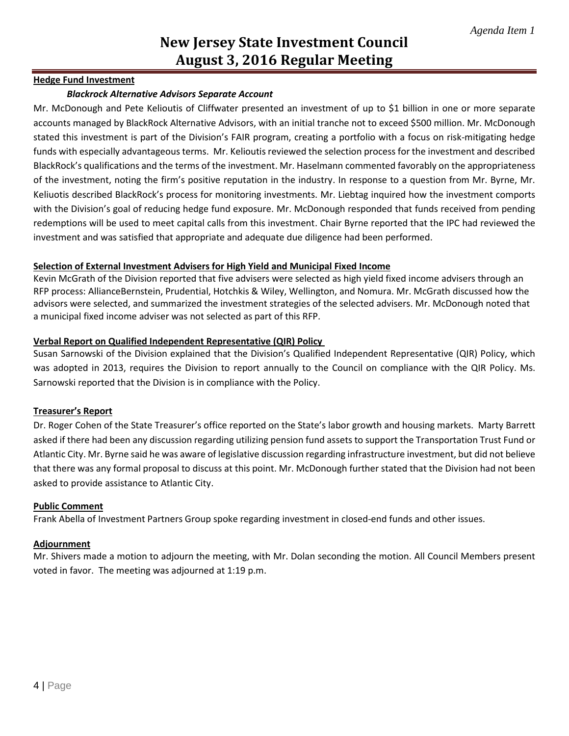**Hedge Fund Investment**

***Blackrock Alternative Advisors Separate Account***

Mr. McDonough and Pete Kelioutis of Cliffwater presented an investment of up to $1 billion in one or more separate accounts managed by BlackRock Alternative Advisors, with an initial tranche not to exceed $500 million. Mr. McDonough stated this investment is part of the Division's FAIR program, creating a portfolio with a focus on risk-mitigating hedge funds with especially advantageous terms. Mr. Kelioutis reviewed the selection process for the investment and described BlackRock's qualifications and the terms of the investment. Mr. Haselmann commented favorably on the appropriateness of the investment, noting the firm's positive reputation in the industry. In response to a question from Mr. Byrne, Mr. Keliuotis described BlackRock's process for monitoring investments. Mr. Liebtag inquired how the investment comports with the Division's goal of reducing hedge fund exposure. Mr. McDonough responded that funds received from pending redemptions will be used to meet capital calls from this investment. Chair Byrne reported that the IPC had reviewed the investment and was satisfied that appropriate and adequate due diligence had been performed.

**Selection of External Investment Advisers for High Yield and Municipal Fixed Income**

Kevin McGrath of the Division reported that five advisers were selected as high yield fixed income advisers through an RFP process: AllianceBernstein, Prudential, Hotchkis & Wiley, Wellington, and Nomura. Mr. McGrath discussed how the advisors were selected, and summarized the investment strategies of the selected advisers. Mr. McDonough noted that a municipal fixed income adviser was not selected as part of this RFP.

**Verbal Report on Qualified Independent Representative (QIR) Policy**

Susan Sarnowski of the Division explained that the Division's Qualified Independent Representative (QIR) Policy, which was adopted in 2013, requires the Division to report annually to the Council on compliance with the QIR Policy. Ms. Sarnowski reported that the Division is in compliance with the Policy.

**Treasurer's Report**

Dr. Roger Cohen of the State Treasurer's office reported on the State's labor growth and housing markets. Marty Barrett asked if there had been any discussion regarding utilizing pension fund assets to support the Transportation Trust Fund or Atlantic City. Mr. Byrne said he was aware of legislative discussion regarding infrastructure investment, but did not believe that there was any formal proposal to discuss at this point. Mr. McDonough further stated that the Division had not been asked to provide assistance to Atlantic City.

**Public Comment**

Frank Abella of Investment Partners Group spoke regarding investment in closed-end funds and other issues.

**Adjournment**

Mr. Shivers made a motion to adjourn the meeting, with Mr. Dolan seconding the motion. All Council Members present voted in favor. The meeting was adjourned at 1:19 p.m.